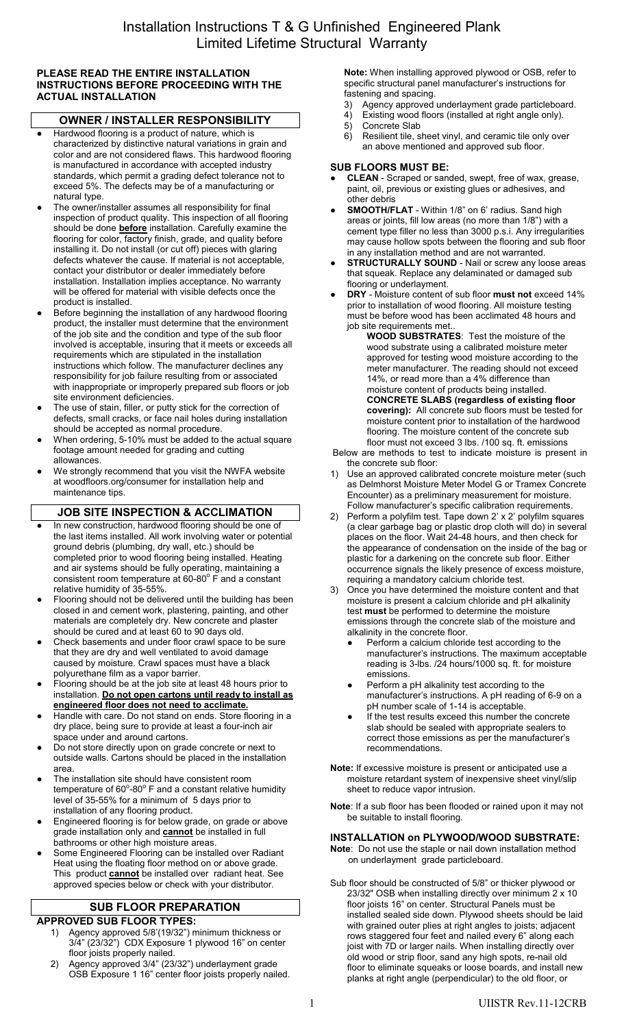# Installation Instructions T & G Unfinished Engineered Plank
## Limited Lifetime Structural Warranty

**PLEASE READ THE ENTIRE INSTALLATION INSTRUCTIONS BEFORE PROCEEDING WITH THE ACTUAL INSTALLATION**

## OWNER / INSTALLER RESPONSIBILITY

- Hardwood flooring is a product of nature, which is characterized by distinctive natural variations in grain and color and are not considered flaws. This hardwood flooring is manufactured in accordance with accepted industry standards, which permit a grading defect tolerance not to exceed 5%. The defects may be of a manufacturing or natural type.
- The owner/installer assumes all responsibility for final inspection of product quality. This inspection of all flooring should be done **before** installation. Carefully examine the flooring for color, factory finish, grade, and quality before installing it. Do not install (or cut off) pieces with glaring defects whatever the cause. If material is not acceptable, contact your distributor or dealer immediately before installation. Installation implies acceptance. No warranty will be offered for material with visible defects once the product is installed.
- Before beginning the installation of any hardwood flooring product, the installer must determine that the environment of the job site and the condition and type of the sub floor involved is acceptable, insuring that it meets or exceeds all requirements which are stipulated in the installation instructions which follow. The manufacturer declines any responsibility for job failure resulting from or associated with inappropriate or improperly prepared sub floors or job site environment deficiencies.
- The use of stain, filler, or putty stick for the correction of defects, small cracks, or face nail holes during installation should be accepted as normal procedure.
- When ordering, 5-10% must be added to the actual square footage amount needed for grading and cutting allowances.
- We strongly recommend that you visit the NWFA website at woodfloors.org/consumer for installation help and maintenance tips.

## JOB SITE INSPECTION & ACCLIMATION

- In new construction, hardwood flooring should be one of the last items installed. All work involving water or potential ground debris (plumbing, dry wall, etc.) should be completed prior to wood flooring being installed. Heating and air systems should be fully operating, maintaining a consistent room temperature at 60-80° F and a constant relative humidity of 35-55%.
- Flooring should not be delivered until the building has been closed in and cement work, plastering, painting, and other materials are completely dry. New concrete and plaster should be cured and at least 60 to 90 days old.
- Check basements and under floor crawl space to be sure that they are dry and well ventilated to avoid damage caused by moisture. Crawl spaces must have a black polyurethane film as a vapor barrier.
- Flooring should be at the job site at least 48 hours prior to installation. **<u>Do not open cartons until ready to install as engineered floor does not need to acclimate.</u>**
- Handle with care. Do not stand on ends. Store flooring in a dry place, being sure to provide at least a four-inch air space under and around cartons.
- Do not store directly upon on grade concrete or next to outside walls. Cartons should be placed in the installation area.
- The installation site should have consistent room temperature of 60°-80° F and a constant relative humidity level of 35-55% for a minimum of 5 days prior to installation of any flooring product.
- Engineered flooring is for below grade, on grade or above grade installation only and **<u>cannot</u>** be installed in full bathrooms or other high moisture areas.
- Some Engineered Flooring can be installed over Radiant Heat using the floating floor method on or above grade. This product **<u>cannot</u>** be installed over radiant heat. See approved species below or check with your distributor.

## SUB FLOOR PREPARATION

### APPROVED SUB FLOOR TYPES:

1) Agency approved 5/8'(19/32") minimum thickness or 3/4" (23/32") CDX Exposure 1 plywood 16" on center floor joists properly nailed.
2) Agency approved 3/4" (23/32") underlayment grade OSB Exposure 1 16" center floor joists properly nailed.

**Note:** When installing approved plywood or OSB, refer to specific structural panel manufacturer's instructions for fastening and spacing.

3) Agency approved underlayment grade particleboard.
4) Existing wood floors (installed at right angle only).
5) Concrete Slab
6) Resilient tile, sheet vinyl, and ceramic tile only over an above mentioned and approved sub floor.

### SUB FLOORS MUST BE:

- **CLEAN** - Scraped or sanded, swept, free of wax, grease, paint, oil, previous or existing glues or adhesives, and other debris
- **SMOOTH/FLAT** - Within 1/8" on 6' radius. Sand high areas or joints, fill low areas (no more than 1/8") with a cement type filler no less than 3000 p.s.i. Any irregularities may cause hollow spots between the flooring and sub floor in any installation method and are not warranted.
- **STRUCTURALLY SOUND** - Nail or screw any loose areas that squeak. Replace any delaminated or damaged sub flooring or underlayment.
- **DRY** - Moisture content of sub floor **must not** exceed 14% prior to installation of wood flooring. All moisture testing must be before wood has been acclimated 48 hours and job site requirements met..

  **WOOD SUBSTRATES**: Test the moisture of the wood substrate using a calibrated moisture meter approved for testing wood moisture according to the meter manufacturer. The reading should not exceed 14%, or read more than a 4% difference than moisture content of products being installed.

  **CONCRETE SLABS (regardless of existing floor covering):** All concrete sub floors must be tested for moisture content prior to installation of the hardwood flooring. The moisture content of the concrete sub floor must not exceed 3 lbs. /100 sq. ft. emissions

Below are methods to test to indicate moisture is present in the concrete sub floor:

1) Use an approved calibrated concrete moisture meter (such as Delmhorst Moisture Meter Model G or Tramex Concrete Encounter) as a preliminary measurement for moisture. Follow manufacturer's specific calibration requirements.
2) Perform a polyfilm test. Tape down 2' x 2' polyfilm squares (a clear garbage bag or plastic drop cloth will do) in several places on the floor. Wait 24-48 hours, and then check for the appearance of condensation on the inside of the bag or plastic for a darkening on the concrete sub floor. Either occurrence signals the likely presence of excess moisture, requiring a mandatory calcium chloride test.
3) Once you have determined the moisture content and that moisture is present a calcium chloride and pH alkalinity test **must** be performed to determine the moisture emissions through the concrete slab of the moisture and alkalinity in the concrete floor.
   - Perform a calcium chloride test according to the manufacturer's instructions. The maximum acceptable reading is 3-lbs. /24 hours/1000 sq. ft. for moisture emissions.
   - Perform a pH alkalinity test according to the manufacturer's instructions. A pH reading of 6-9 on a pH number scale of 1-14 is acceptable.
   - If the test results exceed this number the concrete slab should be sealed with appropriate sealers to correct those emissions as per the manufacturer's recommendations.

**Note:** If excessive moisture is present or anticipated use a moisture retardant system of inexpensive sheet vinyl/slip sheet to reduce vapor intrusion.

**Note**: If a sub floor has been flooded or rained upon it may not be suitable to install flooring.

### INSTALLATION on PLYWOOD/WOOD SUBSTRATE:

**Note**: Do not use the staple or nail down installation method on underlayment grade particleboard.

Sub floor should be constructed of 5/8" or thicker plywood or 23/32" OSB when installing directly over minimum 2 x 10 floor joists 16" on center. Structural Panels must be installed sealed side down. Plywood sheets should be laid with grained outer plies at right angles to joists; adjacent rows staggered four feet and nailed every 6" along each joist with 7D or larger nails. When installing directly over old wood or strip floor, sand any high spots, re-nail old floor to eliminate squeaks or loose boards, and install new planks at right angle (perpendicular) to the old floor, or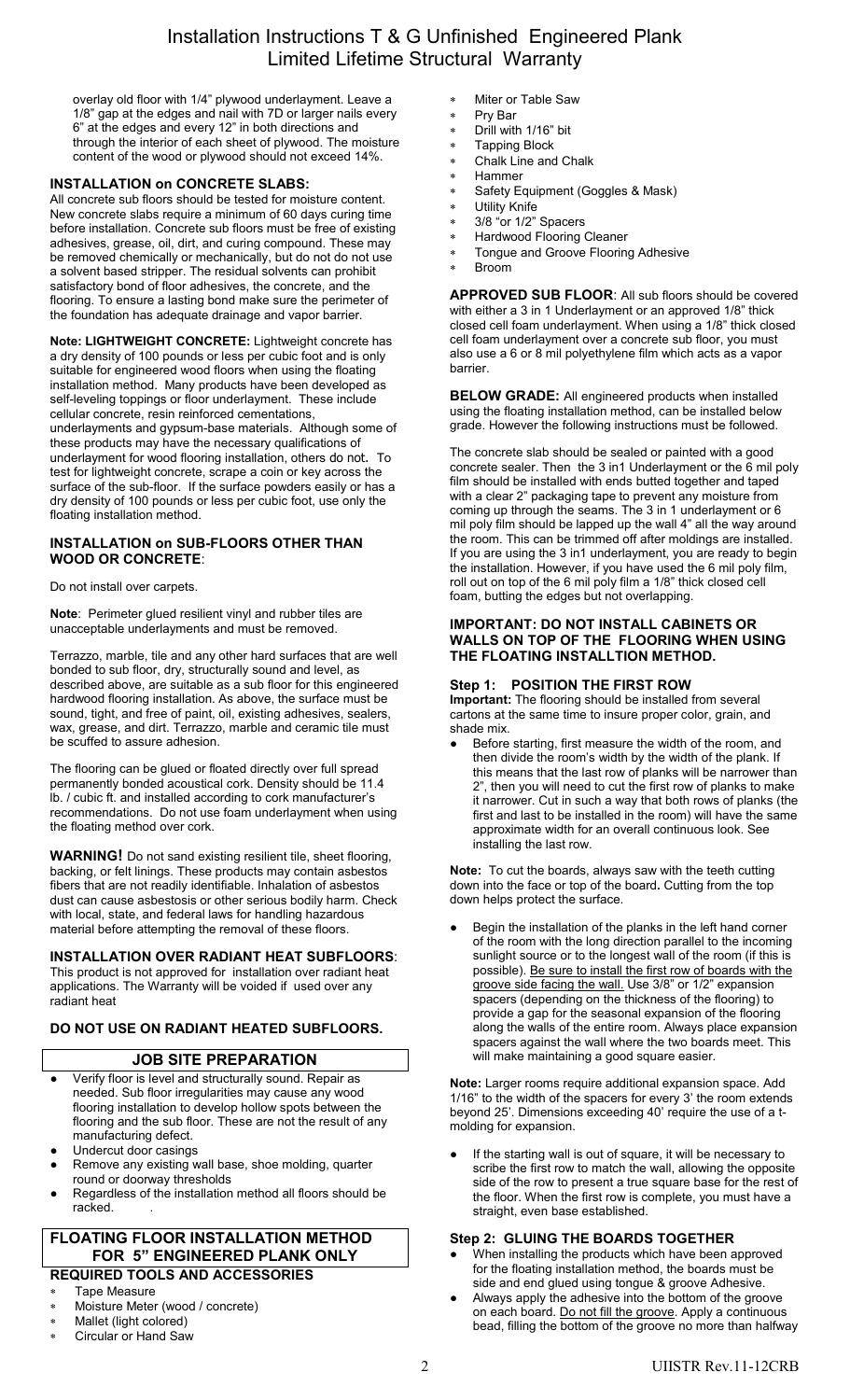overlay old floor with 1/4" plywood underlayment. Leave a 1/8" gap at the edges and nail with 7D or larger nails every 6" at the edges and every 12" in both directions and through the interior of each sheet of plywood. The moisture content of the wood or plywood should not exceed 14%.

### INSTALLATION on CONCRETE SLABS:

All concrete sub floors should be tested for moisture content. New concrete slabs require a minimum of 60 days curing time before installation. Concrete sub floors must be free of existing adhesives, grease, oil, dirt, and curing compound. These may be removed chemically or mechanically, but do not do not use a solvent based stripper. The residual solvents can prohibit satisfactory bond of floor adhesives, the concrete, and the flooring. To ensure a lasting bond make sure the perimeter of the foundation has adequate drainage and vapor barrier.

**Note: LIGHTWEIGHT CONCRETE:** Lightweight concrete has a dry density of 100 pounds or less per cubic foot and is only suitable for engineered wood floors when using the floating installation method. Many products have been developed as self-leveling toppings or floor underlayment. These include cellular concrete, resin reinforced cementations, underlayments and gypsum-base materials. Although some of these products may have the necessary qualifications of underlayment for wood flooring installation, others do not. To test for lightweight concrete, scrape a coin or key across the surface of the sub-floor. If the surface powders easily or has a dry density of 100 pounds or less per cubic foot, use only the floating installation method.

### INSTALLATION on SUB-FLOORS OTHER THAN WOOD OR CONCRETE:

Do not install over carpets.

**Note**: Perimeter glued resilient vinyl and rubber tiles are unacceptable underlayments and must be removed.

Terrazzo, marble, tile and any other hard surfaces that are well bonded to sub floor, dry, structurally sound and level, as described above, are suitable as a sub floor for this engineered hardwood flooring installation. As above, the surface must be sound, tight, and free of paint, oil, existing adhesives, sealers, wax, grease, and dirt. Terrazzo, marble and ceramic tile must be scuffed to assure adhesion.

The flooring can be glued or floated directly over full spread permanently bonded acoustical cork. Density should be 11.4 lb. / cubic ft. and installed according to cork manufacturer's recommendations. Do not use foam underlayment when using the floating method over cork.

**WARNING!** Do not sand existing resilient tile, sheet flooring, backing, or felt linings. These products may contain asbestos fibers that are not readily identifiable. Inhalation of asbestos dust can cause asbestosis or other serious bodily harm. Check with local, state, and federal laws for handling hazardous material before attempting the removal of these floors.

### INSTALLATION OVER RADIANT HEAT SUBFLOORS:

This product is not approved for installation over radiant heat applications. The Warranty will be voided if used over any radiant heat

**DO NOT USE ON RADIANT HEATED SUBFLOORS.**

## JOB SITE PREPARATION

- Verify floor is level and structurally sound. Repair as needed. Sub floor irregularities may cause any wood flooring installation to develop hollow spots between the flooring and the sub floor. These are not the result of any manufacturing defect.
- Undercut door casings
- Remove any existing wall base, shoe molding, quarter round or doorway thresholds
- Regardless of the installation method all floors should be racked.

## FLOATING FLOOR INSTALLATION METHOD FOR 5" ENGINEERED PLANK ONLY

### REQUIRED TOOLS AND ACCESSORIES

- Tape Measure
- Moisture Meter (wood / concrete)
- Mallet (light colored)
- Circular or Hand Saw
- Miter or Table Saw
- Pry Bar
- Drill with 1/16" bit
- Tapping Block
- Chalk Line and Chalk
- Hammer
- Safety Equipment (Goggles & Mask)
- Utility Knife
- 3/8 "or 1/2" Spacers
- Hardwood Flooring Cleaner
- Tongue and Groove Flooring Adhesive
- Broom

**APPROVED SUB FLOOR**: All sub floors should be covered with either a 3 in 1 Underlayment or an approved 1/8" thick closed cell foam underlayment. When using a 1/8" thick closed cell foam underlayment over a concrete sub floor, you must also use a 6 or 8 mil polyethylene film which acts as a vapor barrier.

**BELOW GRADE:** All engineered products when installed using the floating installation method, can be installed below grade. However the following instructions must be followed.

The concrete slab should be sealed or painted with a good concrete sealer. Then the 3 in1 Underlayment or the 6 mil poly film should be installed with ends butted together and taped with a clear 2" packaging tape to prevent any moisture from coming up through the seams. The 3 in 1 underlayment or 6 mil poly film should be lapped up the wall 4" all the way around the room. This can be trimmed off after moldings are installed. If you are using the 3 in1 underlayment, you are ready to begin the installation. However, if you have used the 6 mil poly film, roll out on top of the 6 mil poly film a 1/8" thick closed cell foam, butting the edges but not overlapping.

### IMPORTANT: DO NOT INSTALL CABINETS OR WALLS ON TOP OF THE FLOORING WHEN USING THE FLOATING INSTALLTION METHOD.

### Step 1: POSITION THE FIRST ROW

**Important:** The flooring should be installed from several cartons at the same time to insure proper color, grain, and shade mix.

- Before starting, first measure the width of the room, and then divide the room's width by the width of the plank. If this means that the last row of planks will be narrower than 2", then you will need to cut the first row of planks to make it narrower. Cut in such a way that both rows of planks (the first and last to be installed in the room) will have the same approximate width for an overall continuous look. See installing the last row.

**Note:** To cut the boards, always saw with the teeth cutting down into the face or top of the board**.** Cutting from the top down helps protect the surface.

- Begin the installation of the planks in the left hand corner of the room with the long direction parallel to the incoming sunlight source or to the longest wall of the room (if this is possible). <u>Be sure to install the first row of boards with the groove side facing the wall.</u> Use 3/8" or 1/2" expansion spacers (depending on the thickness of the flooring) to provide a gap for the seasonal expansion of the flooring along the walls of the entire room. Always place expansion spacers against the wall where the two boards meet. This will make maintaining a good square easier.

**Note:** Larger rooms require additional expansion space. Add 1/16" to the width of the spacers for every 3' the room extends beyond 25'. Dimensions exceeding 40' require the use of a t-molding for expansion.

- If the starting wall is out of square, it will be necessary to scribe the first row to match the wall, allowing the opposite side of the row to present a true square base for the rest of the floor. When the first row is complete, you must have a straight, even base established.

### Step 2: GLUING THE BOARDS TOGETHER

- When installing the products which have been approved for the floating installation method, the boards must be side and end glued using tongue & groove Adhesive.
- Always apply the adhesive into the bottom of the groove on each board. <u>Do not fill the groove</u>. Apply a continuous bead, filling the bottom of the groove no more than halfway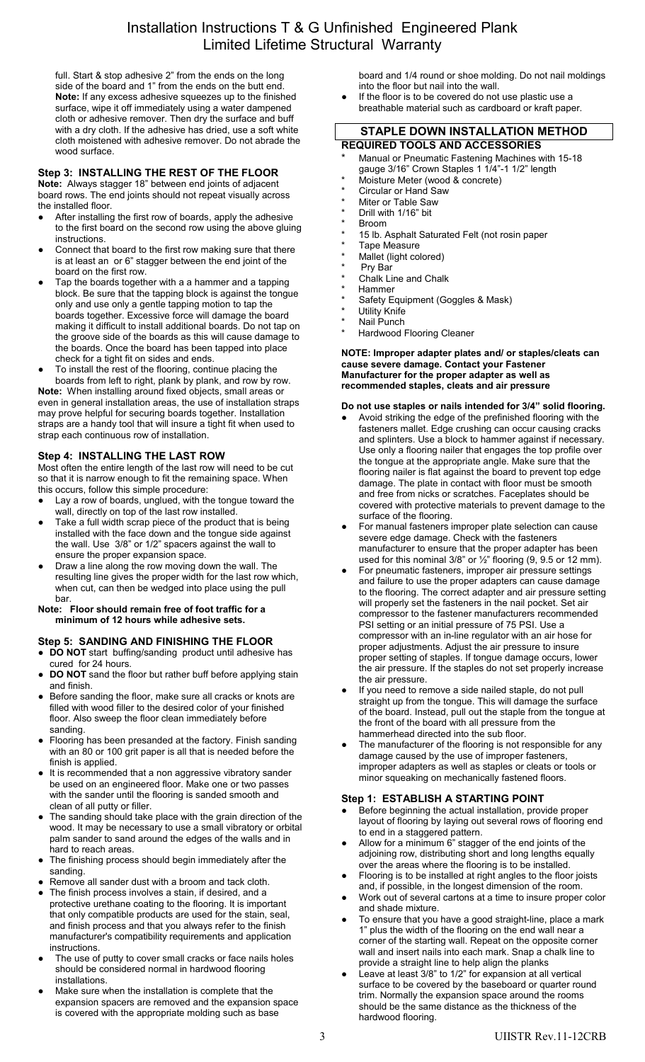full. Start & stop adhesive 2" from the ends on the long side of the board and 1" from the ends on the butt end. **Note:** If any excess adhesive squeezes up to the finished surface, wipe it off immediately using a water dampened cloth or adhesive remover. Then dry the surface and buff with a dry cloth. If the adhesive has dried, use a soft white cloth moistened with adhesive remover. Do not abrade the wood surface.

### Step 3: INSTALLING THE REST OF THE FLOOR

**Note:** Always stagger 18" between end joints of adjacent board rows. The end joints should not repeat visually across the installed floor.

- After installing the first row of boards, apply the adhesive to the first board on the second row using the above gluing instructions.
- Connect that board to the first row making sure that there is at least an or 6" stagger between the end joint of the board on the first row.
- Tap the boards together with a a hammer and a tapping block. Be sure that the tapping block is against the tongue only and use only a gentle tapping motion to tap the boards together. Excessive force will damage the board making it difficult to install additional boards. Do not tap on the groove side of the boards as this will cause damage to the boards. Once the board has been tapped into place check for a tight fit on sides and ends.
- To install the rest of the flooring, continue placing the boards from left to right, plank by plank, and row by row.

**Note:** When installing around fixed objects, small areas or even in general installation areas, the use of installation straps may prove helpful for securing boards together. Installation straps are a handy tool that will insure a tight fit when used to strap each continuous row of installation.

### Step 4: INSTALLING THE LAST ROW

Most often the entire length of the last row will need to be cut so that it is narrow enough to fit the remaining space. When this occurs, follow this simple procedure:

- Lay a row of boards, unglued, with the tongue toward the wall, directly on top of the last row installed.
- Take a full width scrap piece of the product that is being installed with the face down and the tongue side against the wall. Use 3/8" or 1/2" spacers against the wall to ensure the proper expansion space.
- Draw a line along the row moving down the wall. The resulting line gives the proper width for the last row which, when cut, can then be wedged into place using the pull bar.

**Note: Floor should remain free of foot traffic for a minimum of 12 hours while adhesive sets.**

### Step 5: SANDING AND FINISHING THE FLOOR

- **DO NOT** start buffing/sanding product until adhesive has cured for 24 hours.
- **DO NOT** sand the floor but rather buff before applying stain and finish.
- Before sanding the floor, make sure all cracks or knots are filled with wood filler to the desired color of your finished floor. Also sweep the floor clean immediately before sanding.
- Flooring has been presanded at the factory. Finish sanding with an 80 or 100 grit paper is all that is needed before the finish is applied.
- It is recommended that a non aggressive vibratory sander be used on an engineered floor. Make one or two passes with the sander until the flooring is sanded smooth and clean of all putty or filler.
- The sanding should take place with the grain direction of the wood. It may be necessary to use a small vibratory or orbital palm sander to sand around the edges of the walls and in hard to reach areas.
- The finishing process should begin immediately after the sanding.
- Remove all sander dust with a broom and tack cloth.
- The finish process involves a stain, if desired, and a protective urethane coating to the flooring. It is important that only compatible products are used for the stain, seal, and finish process and that you always refer to the finish manufacturer's compatibility requirements and application instructions.
- The use of putty to cover small cracks or face nails holes should be considered normal in hardwood flooring installations.
- Make sure when the installation is complete that the expansion spacers are removed and the expansion space is covered with the appropriate molding such as base board and 1/4 round or shoe molding. Do not nail moldings into the floor but nail into the wall.
- If the floor is to be covered do not use plastic use a breathable material such as cardboard or kraft paper.

## STAPLE DOWN INSTALLATION METHOD

### REQUIRED TOOLS AND ACCESSORIES

- Manual or Pneumatic Fastening Machines with 15-18 gauge 3/16" Crown Staples 1 1/4"-1 1/2" length
- Moisture Meter (wood & concrete)
- Circular or Hand Saw
- Miter or Table Saw
- Drill with 1/16" bit
- Broom
- 15 lb. Asphalt Saturated Felt (not rosin paper
- Tape Measure
- Mallet (light colored)
- Pry Bar
- Chalk Line and Chalk
- Hammer
- Safety Equipment (Goggles & Mask)
- Utility Knife
- Nail Punch
- Hardwood Flooring Cleaner

**NOTE: Improper adapter plates and/ or staples/cleats can cause severe damage. Contact your Fastener Manufacturer for the proper adapter as well as recommended staples, cleats and air pressure**

**Do not use staples or nails intended for 3/4" solid flooring.**

- Avoid striking the edge of the prefinished flooring with the fasteners mallet. Edge crushing can occur causing cracks and splinters. Use a block to hammer against if necessary. Use only a flooring nailer that engages the top profile over the tongue at the appropriate angle. Make sure that the flooring nailer is flat against the board to prevent top edge damage. The plate in contact with floor must be smooth and free from nicks or scratches. Faceplates should be covered with protective materials to prevent damage to the surface of the flooring.
- For manual fasteners improper plate selection can cause severe edge damage. Check with the fasteners manufacturer to ensure that the proper adapter has been used for this nominal 3/8" or ½" flooring (9, 9.5 or 12 mm).
- For pneumatic fasteners, improper air pressure settings and failure to use the proper adapters can cause damage to the flooring. The correct adapter and air pressure setting will properly set the fasteners in the nail pocket. Set air compressor to the fastener manufacturers recommended PSI setting or an initial pressure of 75 PSI. Use a compressor with an in-line regulator with an air hose for proper adjustments. Adjust the air pressure to insure proper setting of staples. If tongue damage occurs, lower the air pressure. If the staples do not set properly increase the air pressure.
- If you need to remove a side nailed staple, do not pull straight up from the tongue. This will damage the surface of the board. Instead, pull out the staple from the tongue at the front of the board with all pressure from the hammerhead directed into the sub floor.
- The manufacturer of the flooring is not responsible for any damage caused by the use of improper fasteners, improper adapters as well as staples or cleats or tools or minor squeaking on mechanically fastened floors.

### Step 1: ESTABLISH A STARTING POINT

- Before beginning the actual installation, provide proper layout of flooring by laying out several rows of flooring end to end in a staggered pattern.
- Allow for a minimum 6" stagger of the end joints of the adjoining row, distributing short and long lengths equally over the areas where the flooring is to be installed.
- Flooring is to be installed at right angles to the floor joists and, if possible, in the longest dimension of the room.
- Work out of several cartons at a time to insure proper color and shade mixture.
- To ensure that you have a good straight-line, place a mark 1" plus the width of the flooring on the end wall near a corner of the starting wall. Repeat on the opposite corner wall and insert nails into each mark. Snap a chalk line to provide a straight line to help align the planks
- Leave at least 3/8" to 1/2" for expansion at all vertical surface to be covered by the baseboard or quarter round trim. Normally the expansion space around the rooms should be the same distance as the thickness of the hardwood flooring.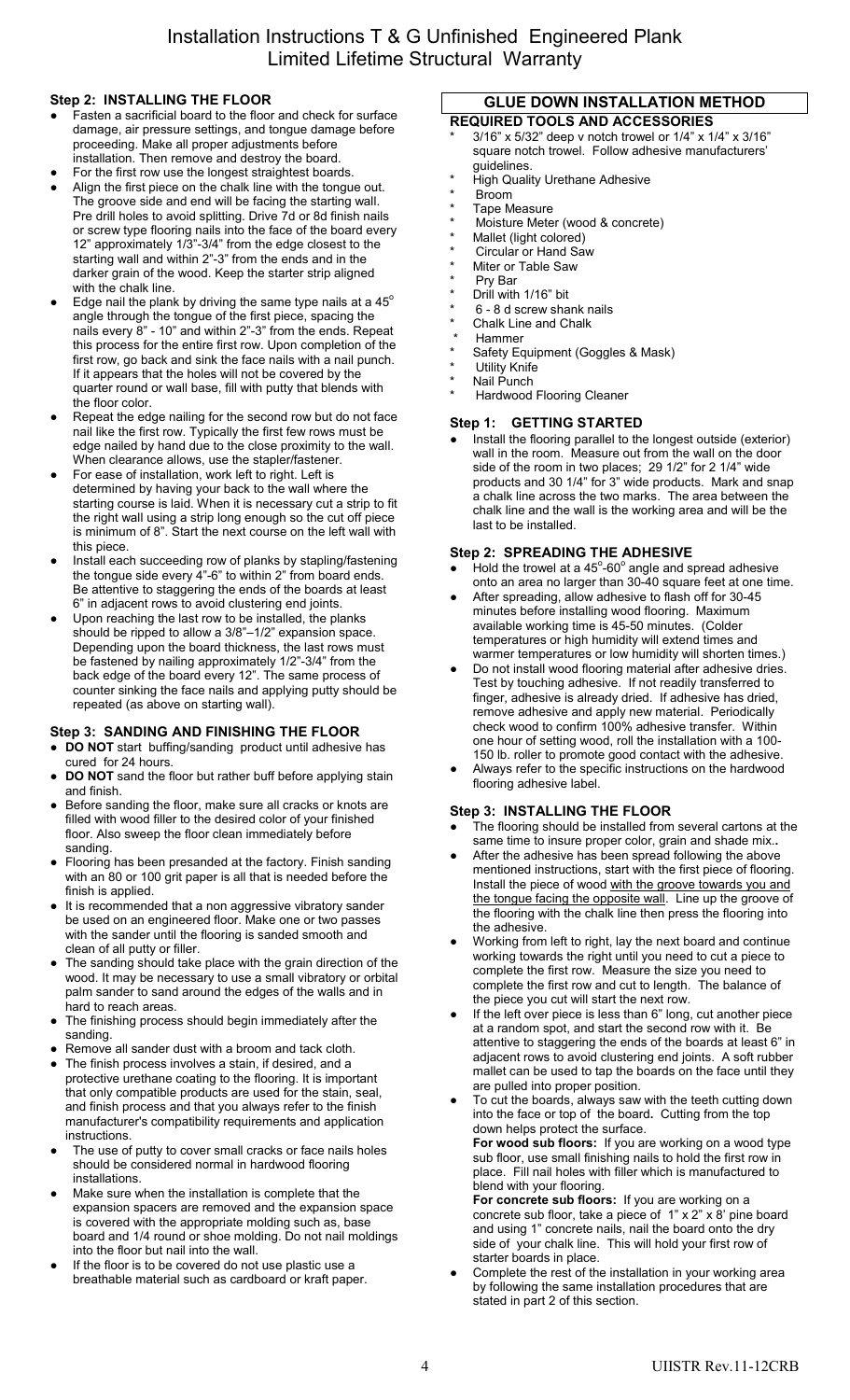# Installation Instructions T & G Unfinished Engineered Plank
## Limited Lifetime Structural Warranty

### Step 2: INSTALLING THE FLOOR

- Fasten a sacrificial board to the floor and check for surface damage, air pressure settings, and tongue damage before proceeding. Make all proper adjustments before installation. Then remove and destroy the board.
- For the first row use the longest straightest boards.
- Align the first piece on the chalk line with the tongue out. The groove side and end will be facing the starting wall. Pre drill holes to avoid splitting. Drive 7d or 8d finish nails or screw type flooring nails into the face of the board every 12" approximately 1/3"-3/4" from the edge closest to the starting wall and within 2"-3" from the ends and in the darker grain of the wood. Keep the starter strip aligned with the chalk line.
- Edge nail the plank by driving the same type nails at a 45° angle through the tongue of the first piece, spacing the nails every 8" - 10" and within 2"-3" from the ends. Repeat this process for the entire first row. Upon completion of the first row, go back and sink the face nails with a nail punch. If it appears that the holes will not be covered by the quarter round or wall base, fill with putty that blends with the floor color.
- Repeat the edge nailing for the second row but do not face nail like the first row. Typically the first few rows must be edge nailed by hand due to the close proximity to the wall. When clearance allows, use the stapler/fastener.
- For ease of installation, work left to right. Left is determined by having your back to the wall where the starting course is laid. When it is necessary cut a strip to fit the right wall using a strip long enough so the cut off piece is minimum of 8". Start the next course on the left wall with this piece.
- Install each succeeding row of planks by stapling/fastening the tongue side every 4"-6" to within 2" from board ends. Be attentive to staggering the ends of the boards at least 6" in adjacent rows to avoid clustering end joints.
- Upon reaching the last row to be installed, the planks should be ripped to allow a 3/8"–1/2" expansion space. Depending upon the board thickness, the last rows must be fastened by nailing approximately 1/2"-3/4" from the back edge of the board every 12". The same process of counter sinking the face nails and applying putty should be repeated (as above on starting wall).

### Step 3: SANDING AND FINISHING THE FLOOR

- **DO NOT** start buffing/sanding product until adhesive has cured for 24 hours.
- **DO NOT** sand the floor but rather buff before applying stain and finish.
- Before sanding the floor, make sure all cracks or knots are filled with wood filler to the desired color of your finished floor. Also sweep the floor clean immediately before sanding.
- Flooring has been presanded at the factory. Finish sanding with an 80 or 100 grit paper is all that is needed before the finish is applied.
- It is recommended that a non aggressive vibratory sander be used on an engineered floor. Make one or two passes with the sander until the flooring is sanded smooth and clean of all putty or filler.
- The sanding should take place with the grain direction of the wood. It may be necessary to use a small vibratory or orbital palm sander to sand around the edges of the walls and in hard to reach areas.
- The finishing process should begin immediately after the sanding.
- Remove all sander dust with a broom and tack cloth.
- The finish process involves a stain, if desired, and a protective urethane coating to the flooring. It is important that only compatible products are used for the stain, seal, and finish process and that you always refer to the finish manufacturer's compatibility requirements and application instructions.
- The use of putty to cover small cracks or face nails holes should be considered normal in hardwood flooring installations.
- Make sure when the installation is complete that the expansion spacers are removed and the expansion space is covered with the appropriate molding such as, base board and 1/4 round or shoe molding. Do not nail moldings into the floor but nail into the wall.
- If the floor is to be covered do not use plastic use a breathable material such as cardboard or kraft paper.

## GLUE DOWN INSTALLATION METHOD

### REQUIRED TOOLS AND ACCESSORIES

- 3/16" x 5/32" deep v notch trowel or 1/4" x 1/4" x 3/16" square notch trowel. Follow adhesive manufacturers' guidelines.
- High Quality Urethane Adhesive
- Broom
- Tape Measure
- Moisture Meter (wood & concrete)
- Mallet (light colored)
- Circular or Hand Saw
- Miter or Table Saw
- Pry Bar
- Drill with 1/16" bit
- 6 - 8 d screw shank nails
- Chalk Line and Chalk
- Hammer
- Safety Equipment (Goggles & Mask)
- Utility Knife
- Nail Punch
- Hardwood Flooring Cleaner

### Step 1: GETTING STARTED

- Install the flooring parallel to the longest outside (exterior) wall in the room. Measure out from the wall on the door side of the room in two places; 29 1/2" for 2 1/4" wide products and 30 1/4" for 3" wide products. Mark and snap a chalk line across the two marks. The area between the chalk line and the wall is the working area and will be the last to be installed.

### Step 2: SPREADING THE ADHESIVE

- Hold the trowel at a 45°-60° angle and spread adhesive onto an area no larger than 30-40 square feet at one time.
- After spreading, allow adhesive to flash off for 30-45 minutes before installing wood flooring. Maximum available working time is 45-50 minutes. (Colder temperatures or high humidity will extend times and warmer temperatures or low humidity will shorten times.)
- Do not install wood flooring material after adhesive dries. Test by touching adhesive. If not readily transferred to finger, adhesive is already dried. If adhesive has dried, remove adhesive and apply new material. Periodically check wood to confirm 100% adhesive transfer. Within one hour of setting wood, roll the installation with a 100-150 lb. roller to promote good contact with the adhesive.
- Always refer to the specific instructions on the hardwood flooring adhesive label.

### Step 3: INSTALLING THE FLOOR

- The flooring should be installed from several cartons at the same time to insure proper color, grain and shade mix..
- After the adhesive has been spread following the above mentioned instructions, start with the first piece of flooring. Install the piece of wood with the groove towards you and the tongue facing the opposite wall. Line up the groove of the flooring with the chalk line then press the flooring into the adhesive.
- Working from left to right, lay the next board and continue working towards the right until you need to cut a piece to complete the first row. Measure the size you need to complete the first row and cut to length. The balance of the piece you cut will start the next row.
- If the left over piece is less than 6" long, cut another piece at a random spot, and start the second row with it. Be attentive to staggering the ends of the boards at least 6" in adjacent rows to avoid clustering end joints. A soft rubber mallet can be used to tap the boards on the face until they are pulled into proper position.
- To cut the boards, always saw with the teeth cutting down into the face or top of the board**.** Cutting from the top down helps protect the surface.

  **For wood sub floors:** If you are working on a wood type sub floor, use small finishing nails to hold the first row in place. Fill nail holes with filler which is manufactured to blend with your flooring.

  **For concrete sub floors:** If you are working on a concrete sub floor, take a piece of 1" x 2" x 8' pine board and using 1" concrete nails, nail the board onto the dry side of your chalk line. This will hold your first row of starter boards in place.
- Complete the rest of the installation in your working area by following the same installation procedures that are stated in part 2 of this section.

UIISTR Rev.11-12CRB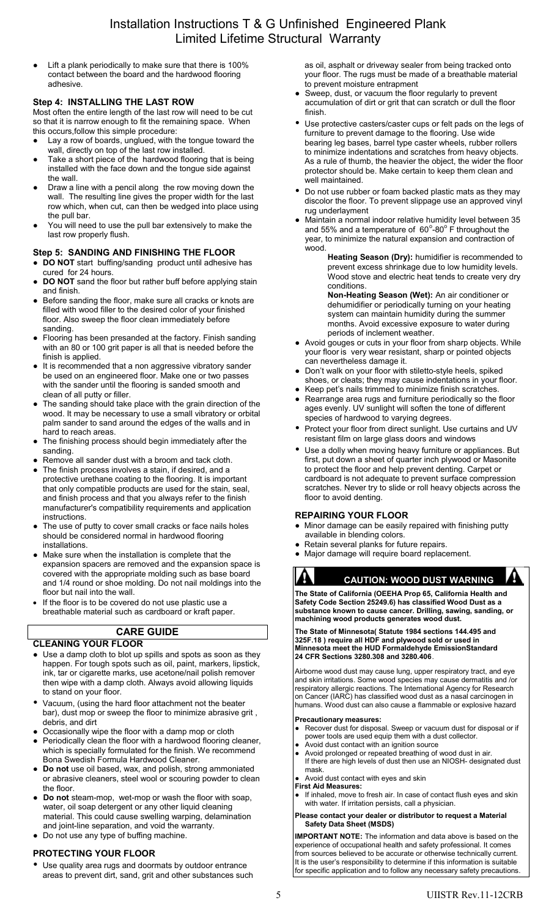- Lift a plank periodically to make sure that there is 100% contact between the board and the hardwood flooring adhesive.

### Step 4: INSTALLING THE LAST ROW

Most often the entire length of the last row will need to be cut so that it is narrow enough to fit the remaining space. When this occurs,follow this simple procedure:

- Lay a row of boards, unglued, with the tongue toward the wall, directly on top of the last row installed.
- Take a short piece of the hardwood flooring that is being installed with the face down and the tongue side against the wall.
- Draw a line with a pencil along the row moving down the wall. The resulting line gives the proper width for the last row which, when cut, can then be wedged into place using the pull bar.
- You will need to use the pull bar extensively to make the last row properly flush.

### Step 5: SANDING AND FINISHING THE FLOOR

- **DO NOT** start buffing/sanding product until adhesive has cured for 24 hours.
- **DO NOT** sand the floor but rather buff before applying stain and finish.
- Before sanding the floor, make sure all cracks or knots are filled with wood filler to the desired color of your finished floor. Also sweep the floor clean immediately before sanding.
- Flooring has been presanded at the factory. Finish sanding with an 80 or 100 grit paper is all that is needed before the finish is applied.
- It is recommended that a non aggressive vibratory sander be used on an engineered floor. Make one or two passes with the sander until the flooring is sanded smooth and clean of all putty or filler.
- The sanding should take place with the grain direction of the wood. It may be necessary to use a small vibratory or orbital palm sander to sand around the edges of the walls and in hard to reach areas.
- The finishing process should begin immediately after the sanding.
- Remove all sander dust with a broom and tack cloth.
- The finish process involves a stain, if desired, and a protective urethane coating to the flooring. It is important that only compatible products are used for the stain, seal, and finish process and that you always refer to the finish manufacturer's compatibility requirements and application instructions.
- The use of putty to cover small cracks or face nails holes should be considered normal in hardwood flooring installations.
- Make sure when the installation is complete that the expansion spacers are removed and the expansion space is covered with the appropriate molding such as base board and 1/4 round or shoe molding. Do not nail moldings into the floor but nail into the wall.
- If the floor is to be covered do not use plastic use a breathable material such as cardboard or kraft paper.

## CARE GUIDE

### CLEANING YOUR FLOOR

- Use a damp cloth to blot up spills and spots as soon as they happen. For tough spots such as oil, paint, markers, lipstick, ink, tar or cigarette marks, use acetone/nail polish remover then wipe with a damp cloth. Always avoid allowing liquids to stand on your floor.
- Vacuum, (using the hard floor attachment not the beater bar), dust mop or sweep the floor to minimize abrasive grit , debris, and dirt
- Occasionally wipe the floor with a damp mop or cloth
- Periodically clean the floor with a hardwood flooring cleaner, which is specially formulated for the finish. We recommend Bona Swedish Formula Hardwood Cleaner.
- **Do not** use oil based, wax, and polish, strong ammoniated or abrasive cleaners, steel wool or scouring powder to clean the floor.
- **Do not** steam-mop, wet-mop or wash the floor with soap, water, oil soap detergent or any other liquid cleaning material. This could cause swelling warping, delamination and joint-line separation, and void the warranty.
- Do not use any type of buffing machine.

### PROTECTING YOUR FLOOR

- Use quality area rugs and doormats by outdoor entrance areas to prevent dirt, sand, grit and other substances such as oil, asphalt or driveway sealer from being tracked onto your floor. The rugs must be made of a breathable material to prevent moisture entrapment
- Sweep, dust, or vacuum the floor regularly to prevent accumulation of dirt or grit that can scratch or dull the floor finish.
- Use protective casters/caster cups or felt pads on the legs of furniture to prevent damage to the flooring. Use wide bearing leg bases, barrel type caster wheels, rubber rollers to minimize indentations and scratches from heavy objects. As a rule of thumb, the heavier the object, the wider the floor protector should be. Make certain to keep them clean and well maintained.
- Do not use rubber or foam backed plastic mats as they may discolor the floor. To prevent slippage use an approved vinyl rug underlayment
- Maintain a normal indoor relative humidity level between 35 and 55% and a temperature of 60°-80° F throughout the year, to minimize the natural expansion and contraction of wood.

  **Heating Season (Dry):** humidifier is recommended to prevent excess shrinkage due to low humidity levels. Wood stove and electric heat tends to create very dry conditions.

  **Non-Heating Season (Wet):** An air conditioner or dehumidifier or periodically turning on your heating system can maintain humidity during the summer months. Avoid excessive exposure to water during periods of inclement weather.
- Avoid gouges or cuts in your floor from sharp objects. While your floor is very wear resistant, sharp or pointed objects can nevertheless damage it.
- Don't walk on your floor with stiletto-style heels, spiked shoes, or cleats; they may cause indentations in your floor.
- Keep pet's nails trimmed to minimize finish scratches.
- Rearrange area rugs and furniture periodically so the floor ages evenly. UV sunlight will soften the tone of different species of hardwood to varying degrees.
- Protect your floor from direct sunlight. Use curtains and UV resistant film on large glass doors and windows
- Use a dolly when moving heavy furniture or appliances. But first, put down a sheet of quarter inch plywood or Masonite to protect the floor and help prevent denting. Carpet or cardboard is not adequate to prevent surface compression scratches. Never try to slide or roll heavy objects across the floor to avoid denting.

### REPAIRING YOUR FLOOR

- Minor damage can be easily repaired with finishing putty available in blending colors.
- Retain several planks for future repairs.
- Major damage will require board replacement.

## CAUTION: WOOD DUST WARNING

**The State of California (OEEHA Prop 65, California Health and Safety Code Section 25249.6) has classified Wood Dust as a substance known to cause cancer. Drilling, sawing, sanding, or machining wood products generates wood dust.**

**The State of Minnesota( Statute 1984 sections 144.495 and 325F.18 ) require all HDF and plywood sold or used in Minnesota meet the HUD Formaldehyde EmissionStandard 24 CFR Sections 3280.308 and 3280.406**.

Airborne wood dust may cause lung, upper respiratory tract, and eye and skin irritations. Some wood species may cause dermatitis and /or respiratory allergic reactions. The International Agency for Research on Cancer (IARC) has classified wood dust as a nasal carcinogen in humans. Wood dust can also cause a flammable or explosive hazard

**Precautionary measures:**

- Recover dust for disposal. Sweep or vacuum dust for disposal or if power tools are used equip them with a dust collector.
- Avoid dust contact with an ignition source
- Avoid prolonged or repeated breathing of wood dust in air. If there are high levels of dust then use an NIOSH- designated dust mask.
- Avoid dust contact with eyes and skin

**First Aid Measures:**

- If inhaled, move to fresh air. In case of contact flush eyes and skin with water. If irritation persists, call a physician.

**Please contact your dealer or distributor to request a Material Safety Sheet (MSDS)**

**IMPORTANT NOTE:** The information and data above is based on the experience of occupational health and safety professional. It comes from sources believed to be accurate or otherwise technically current. It is the user's responsibility to determine if this information is suitable for specific application and to follow any necessary safety precautions.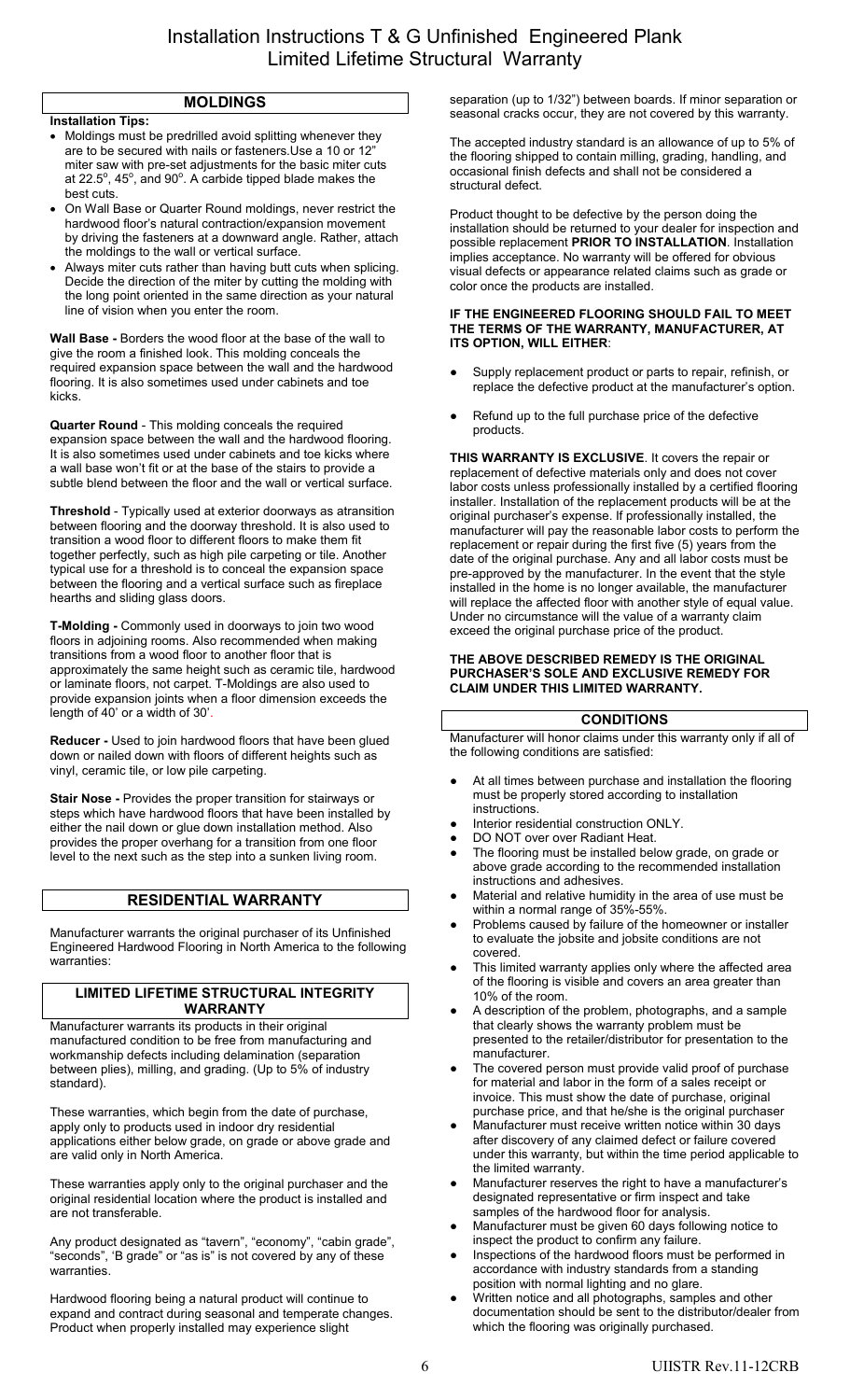# Installation Instructions T & G Unfinished Engineered Plank Limited Lifetime Structural Warranty

## MOLDINGS

**Installation Tips:**

- Moldings must be predrilled avoid splitting whenever they are to be secured with nails or fasteners.Use a 10 or 12" miter saw with pre-set adjustments for the basic miter cuts at 22.5°, 45°, and 90°. A carbide tipped blade makes the best cuts.
- On Wall Base or Quarter Round moldings, never restrict the hardwood floor's natural contraction/expansion movement by driving the fasteners at a downward angle. Rather, attach the moldings to the wall or vertical surface.
- Always miter cuts rather than having butt cuts when splicing. Decide the direction of the miter by cutting the molding with the long point oriented in the same direction as your natural line of vision when you enter the room.

**Wall Base -** Borders the wood floor at the base of the wall to give the room a finished look. This molding conceals the required expansion space between the wall and the hardwood flooring. It is also sometimes used under cabinets and toe kicks.

**Quarter Round** - This molding conceals the required expansion space between the wall and the hardwood flooring. It is also sometimes used under cabinets and toe kicks where a wall base won't fit or at the base of the stairs to provide a subtle blend between the floor and the wall or vertical surface.

**Threshold** - Typically used at exterior doorways as atransition between flooring and the doorway threshold. It is also used to transition a wood floor to different floors to make them fit together perfectly, such as high pile carpeting or tile. Another typical use for a threshold is to conceal the expansion space between the flooring and a vertical surface such as fireplace hearths and sliding glass doors.

**T-Molding -** Commonly used in doorways to join two wood floors in adjoining rooms. Also recommended when making transitions from a wood floor to another floor that is approximately the same height such as ceramic tile, hardwood or laminate floors, not carpet. T-Moldings are also used to provide expansion joints when a floor dimension exceeds the length of 40' or a width of 30'.

**Reducer -** Used to join hardwood floors that have been glued down or nailed down with floors of different heights such as vinyl, ceramic tile, or low pile carpeting.

**Stair Nose -** Provides the proper transition for stairways or steps which have hardwood floors that have been installed by either the nail down or glue down installation method. Also provides the proper overhang for a transition from one floor level to the next such as the step into a sunken living room.

## RESIDENTIAL WARRANTY

Manufacturer warrants the original purchaser of its Unfinished Engineered Hardwood Flooring in North America to the following warranties:

### LIMITED LIFETIME STRUCTURAL INTEGRITY WARRANTY

Manufacturer warrants its products in their original manufactured condition to be free from manufacturing and workmanship defects including delamination (separation between plies), milling, and grading. (Up to 5% of industry standard).

These warranties, which begin from the date of purchase, apply only to products used in indoor dry residential applications either below grade, on grade or above grade and are valid only in North America.

These warranties apply only to the original purchaser and the original residential location where the product is installed and are not transferable.

Any product designated as "tavern", "economy", "cabin grade", "seconds", 'B grade" or "as is" is not covered by any of these warranties.

Hardwood flooring being a natural product will continue to expand and contract during seasonal and temperate changes. Product when properly installed may experience slight separation (up to 1/32") between boards. If minor separation or seasonal cracks occur, they are not covered by this warranty.

The accepted industry standard is an allowance of up to 5% of the flooring shipped to contain milling, grading, handling, and occasional finish defects and shall not be considered a structural defect.

Product thought to be defective by the person doing the installation should be returned to your dealer for inspection and possible replacement **PRIOR TO INSTALLATION**. Installation implies acceptance. No warranty will be offered for obvious visual defects or appearance related claims such as grade or color once the products are installed.

**IF THE ENGINEERED FLOORING SHOULD FAIL TO MEET THE TERMS OF THE WARRANTY, MANUFACTURER, AT ITS OPTION, WILL EITHER**:

- Supply replacement product or parts to repair, refinish, or replace the defective product at the manufacturer's option.
- Refund up to the full purchase price of the defective products.

**THIS WARRANTY IS EXCLUSIVE**. It covers the repair or replacement of defective materials only and does not cover labor costs unless professionally installed by a certified flooring installer. Installation of the replacement products will be at the original purchaser's expense. If professionally installed, the manufacturer will pay the reasonable labor costs to perform the replacement or repair during the first five (5) years from the date of the original purchase. Any and all labor costs must be pre-approved by the manufacturer. In the event that the style installed in the home is no longer available, the manufacturer will replace the affected floor with another style of equal value. Under no circumstance will the value of a warranty claim exceed the original purchase price of the product.

**THE ABOVE DESCRIBED REMEDY IS THE ORIGINAL PURCHASER'S SOLE AND EXCLUSIVE REMEDY FOR CLAIM UNDER THIS LIMITED WARRANTY.**

### CONDITIONS

Manufacturer will honor claims under this warranty only if all of the following conditions are satisfied:

- At all times between purchase and installation the flooring must be properly stored according to installation instructions.
- Interior residential construction ONLY.
- DO NOT over over Radiant Heat.
- The flooring must be installed below grade, on grade or above grade according to the recommended installation instructions and adhesives.
- Material and relative humidity in the area of use must be within a normal range of 35%-55%.
- Problems caused by failure of the homeowner or installer to evaluate the jobsite and jobsite conditions are not covered.
- This limited warranty applies only where the affected area of the flooring is visible and covers an area greater than 10% of the room.
- A description of the problem, photographs, and a sample that clearly shows the warranty problem must be presented to the retailer/distributor for presentation to the manufacturer.
- The covered person must provide valid proof of purchase for material and labor in the form of a sales receipt or invoice. This must show the date of purchase, original purchase price, and that he/she is the original purchaser
- Manufacturer must receive written notice within 30 days after discovery of any claimed defect or failure covered under this warranty, but within the time period applicable to the limited warranty.
- Manufacturer reserves the right to have a manufacturer's designated representative or firm inspect and take samples of the hardwood floor for analysis.
- Manufacturer must be given 60 days following notice to inspect the product to confirm any failure.
- Inspections of the hardwood floors must be performed in accordance with industry standards from a standing position with normal lighting and no glare.
- Written notice and all photographs, samples and other documentation should be sent to the distributor/dealer from which the flooring was originally purchased.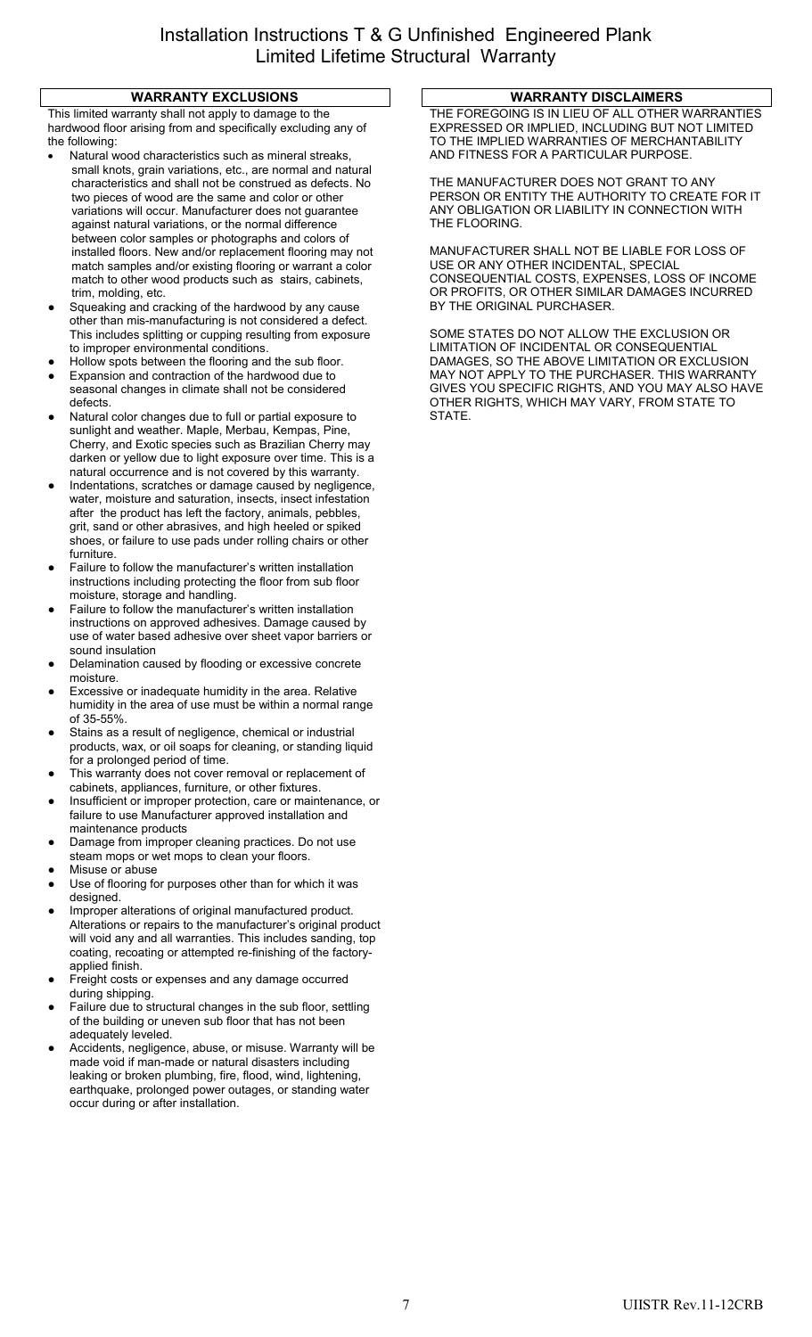# Installation Instructions T & G Unfinished Engineered Plank Limited Lifetime Structural Warranty

## WARRANTY EXCLUSIONS

This limited warranty shall not apply to damage to the hardwood floor arising from and specifically excluding any of the following:

- Natural wood characteristics such as mineral streaks, small knots, grain variations, etc., are normal and natural characteristics and shall not be construed as defects. No two pieces of wood are the same and color or other variations will occur. Manufacturer does not guarantee against natural variations, or the normal difference between color samples or photographs and colors of installed floors. New and/or replacement flooring may not match samples and/or existing flooring or warrant a color match to other wood products such as stairs, cabinets, trim, molding, etc.
- Squeaking and cracking of the hardwood by any cause other than mis-manufacturing is not considered a defect. This includes splitting or cupping resulting from exposure to improper environmental conditions.
- Hollow spots between the flooring and the sub floor.
- Expansion and contraction of the hardwood due to seasonal changes in climate shall not be considered defects.
- Natural color changes due to full or partial exposure to sunlight and weather. Maple, Merbau, Kempas, Pine, Cherry, and Exotic species such as Brazilian Cherry may darken or yellow due to light exposure over time. This is a natural occurrence and is not covered by this warranty.
- Indentations, scratches or damage caused by negligence, water, moisture and saturation, insects, insect infestation after the product has left the factory, animals, pebbles, grit, sand or other abrasives, and high heeled or spiked shoes, or failure to use pads under rolling chairs or other furniture.
- Failure to follow the manufacturer's written installation instructions including protecting the floor from sub floor moisture, storage and handling.
- Failure to follow the manufacturer's written installation instructions on approved adhesives. Damage caused by use of water based adhesive over sheet vapor barriers or sound insulation
- Delamination caused by flooding or excessive concrete moisture.
- Excessive or inadequate humidity in the area. Relative humidity in the area of use must be within a normal range of 35-55%.
- Stains as a result of negligence, chemical or industrial products, wax, or oil soaps for cleaning, or standing liquid for a prolonged period of time.
- This warranty does not cover removal or replacement of cabinets, appliances, furniture, or other fixtures.
- Insufficient or improper protection, care or maintenance, or failure to use Manufacturer approved installation and maintenance products
- Damage from improper cleaning practices. Do not use steam mops or wet mops to clean your floors.
- Misuse or abuse
- Use of flooring for purposes other than for which it was designed.
- Improper alterations of original manufactured product. Alterations or repairs to the manufacturer's original product will void any and all warranties. This includes sanding, top coating, recoating or attempted re-finishing of the factory-applied finish.
- Freight costs or expenses and any damage occurred during shipping.
- Failure due to structural changes in the sub floor, settling of the building or uneven sub floor that has not been adequately leveled.
- Accidents, negligence, abuse, or misuse. Warranty will be made void if man-made or natural disasters including leaking or broken plumbing, fire, flood, wind, lightening, earthquake, prolonged power outages, or standing water occur during or after installation.

## WARRANTY DISCLAIMERS

THE FOREGOING IS IN LIEU OF ALL OTHER WARRANTIES EXPRESSED OR IMPLIED, INCLUDING BUT NOT LIMITED TO THE IMPLIED WARRANTIES OF MERCHANTABILITY AND FITNESS FOR A PARTICULAR PURPOSE.

THE MANUFACTURER DOES NOT GRANT TO ANY PERSON OR ENTITY THE AUTHORITY TO CREATE FOR IT ANY OBLIGATION OR LIABILITY IN CONNECTION WITH THE FLOORING.

MANUFACTURER SHALL NOT BE LIABLE FOR LOSS OF USE OR ANY OTHER INCIDENTAL, SPECIAL CONSEQUENTIAL COSTS, EXPENSES, LOSS OF INCOME OR PROFITS, OR OTHER SIMILAR DAMAGES INCURRED BY THE ORIGINAL PURCHASER.

SOME STATES DO NOT ALLOW THE EXCLUSION OR LIMITATION OF INCIDENTAL OR CONSEQUENTIAL DAMAGES, SO THE ABOVE LIMITATION OR EXCLUSION MAY NOT APPLY TO THE PURCHASER. THIS WARRANTY GIVES YOU SPECIFIC RIGHTS, AND YOU MAY ALSO HAVE OTHER RIGHTS, WHICH MAY VARY, FROM STATE TO STATE.

UIISTR Rev.11-12CRB